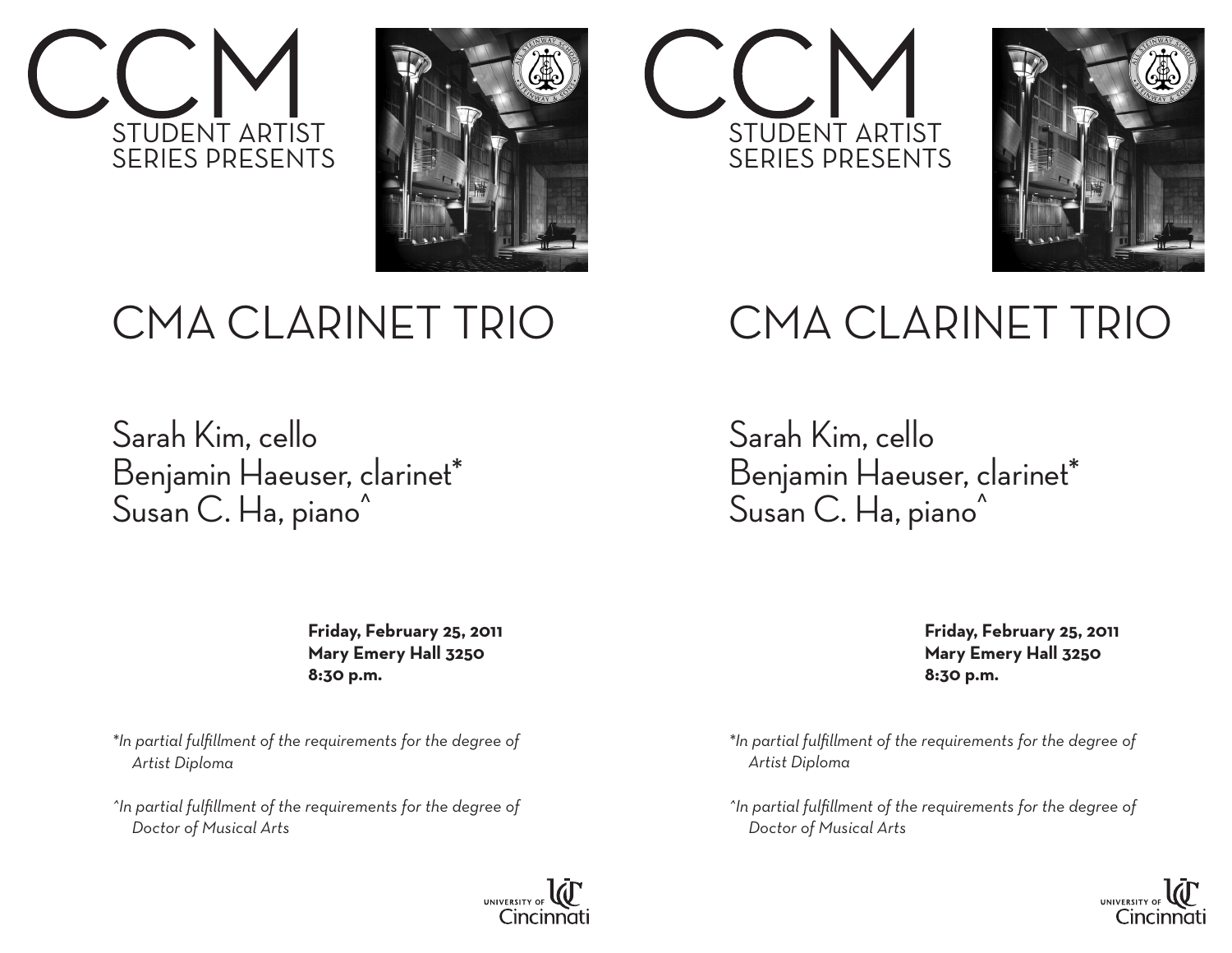# CCM

STUDENT ARTIST
SERIES PRESENTS

# CMA CLARINET TRIO

Sarah Kim, cello
Benjamin Haeuser, clarinet*
Susan C. Ha, piano^

**Friday, February 25, 2011**
**Mary Emery Hall 3250**
**8:30 p.m.**

*\*In partial fulfillment of the requirements for the degree of Artist Diploma*

*^In partial fulfillment of the requirements for the degree of Doctor of Musical Arts*

UNIVERSITY OF Cincinnati

# CCM

STUDENT ARTIST
SERIES PRESENTS

# CMA CLARINET TRIO

Sarah Kim, cello
Benjamin Haeuser, clarinet*
Susan C. Ha, piano^

**Friday, February 25, 2011**
**Mary Emery Hall 3250**
**8:30 p.m.**

*\*In partial fulfillment of the requirements for the degree of Artist Diploma*

*^In partial fulfillment of the requirements for the degree of Doctor of Musical Arts*

UNIVERSITY OF Cincinnati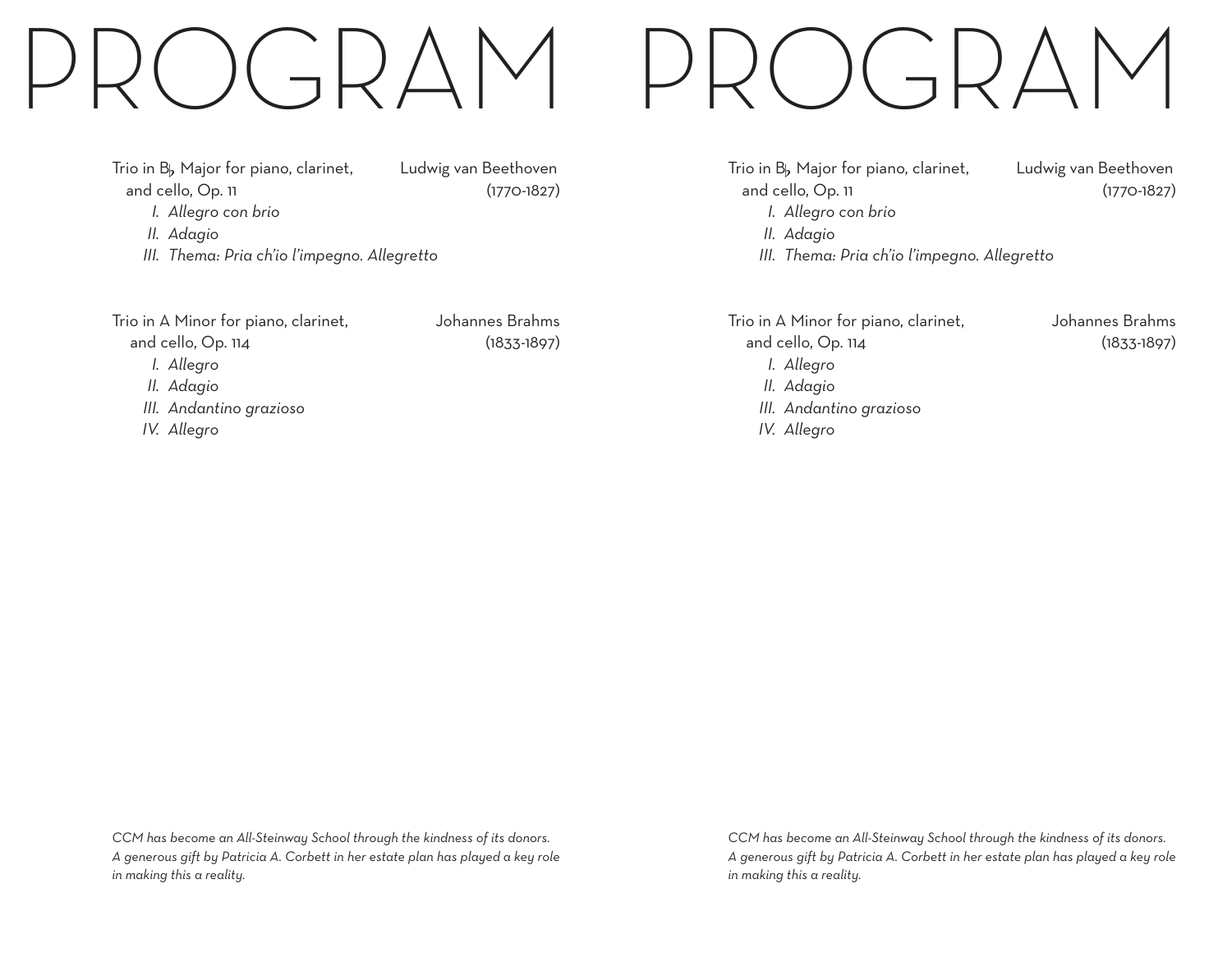# PROGRAM

Trio in B♭ Major for piano, clarinet, and cello, Op. 11 — Ludwig van Beethoven (1770-1827)

- I. *Allegro con brio*
- II. *Adagio*
- III. *Thema: Pria ch'io l'impegno. Allegretto*

Trio in A Minor for piano, clarinet, and cello, Op. 114 — Johannes Brahms (1833-1897)

- I. *Allegro*
- II. *Adagio*
- III. *Andantino grazioso*
- IV. *Allegro*

*CCM has become an All-Steinway School through the kindness of its donors. A generous gift by Patricia A. Corbett in her estate plan has played a key role in making this a reality.*

# PROGRAM

Trio in B♭ Major for piano, clarinet, and cello, Op. 11 — Ludwig van Beethoven (1770-1827)

- I. *Allegro con brio*
- II. *Adagio*
- III. *Thema: Pria ch'io l'impegno. Allegretto*

Trio in A Minor for piano, clarinet, and cello, Op. 114 — Johannes Brahms (1833-1897)

- I. *Allegro*
- II. *Adagio*
- III. *Andantino grazioso*
- IV. *Allegro*

*CCM has become an All-Steinway School through the kindness of its donors. A generous gift by Patricia A. Corbett in her estate plan has played a key role in making this a reality.*